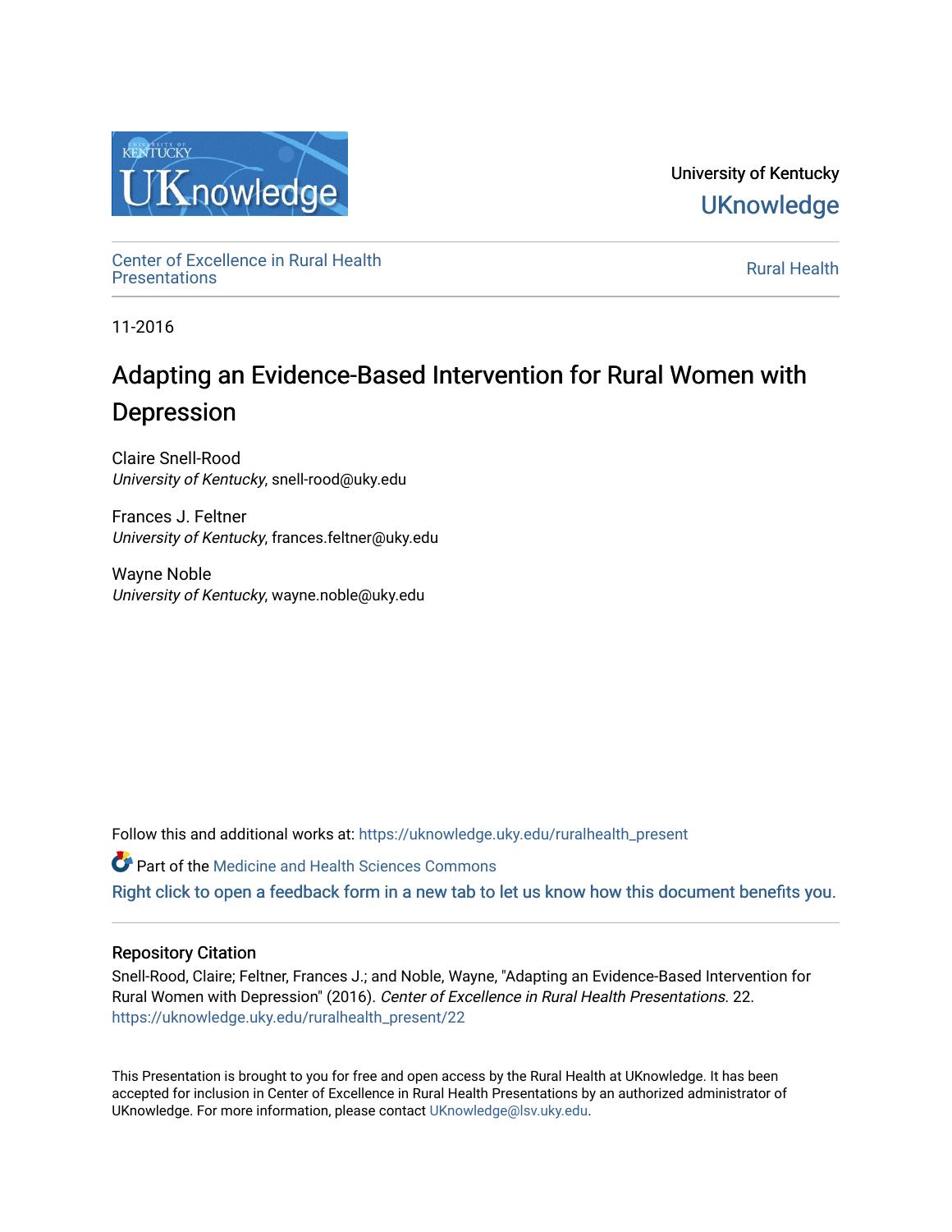University of Kentucky

UKnowledge

Center of Excellence in Rural Health Presentations

Rural Health

11-2016

# Adapting an Evidence-Based Intervention for Rural Women with Depression

Claire Snell-Rood
*University of Kentucky*, snell-rood@uky.edu

Frances J. Feltner
*University of Kentucky*, frances.feltner@uky.edu

Wayne Noble
*University of Kentucky*, wayne.noble@uky.edu

Follow this and additional works at: https://uknowledge.uky.edu/ruralhealth_present

Part of the Medicine and Health Sciences Commons

Right click to open a feedback form in a new tab to let us know how this document benefits you.

## Repository Citation

Snell-Rood, Claire; Feltner, Frances J.; and Noble, Wayne, "Adapting an Evidence-Based Intervention for Rural Women with Depression" (2016). *Center of Excellence in Rural Health Presentations*. 22.
https://uknowledge.uky.edu/ruralhealth_present/22

This Presentation is brought to you for free and open access by the Rural Health at UKnowledge. It has been accepted for inclusion in Center of Excellence in Rural Health Presentations by an authorized administrator of UKnowledge. For more information, please contact UKnowledge@lsv.uky.edu.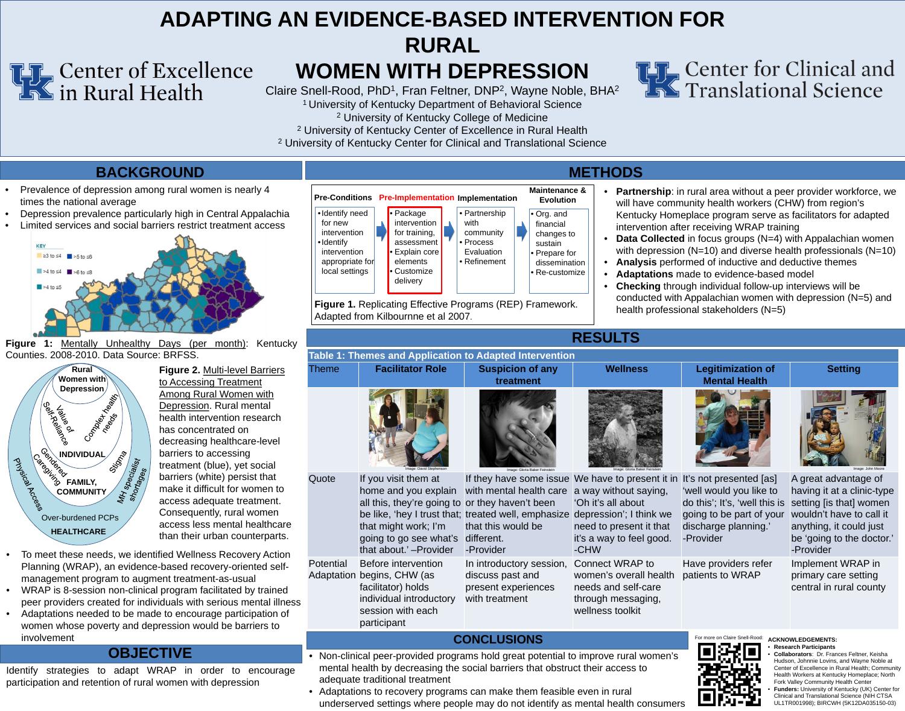# ADAPTING AN EVIDENCE-BASED INTERVENTION FOR RURAL WOMEN WITH DEPRESSION

Center of Excellence in Rural Health

Center for Clinical and Translational Science

Claire Snell-Rood, PhD[1], Fran Feltner, DNP[2], Wayne Noble, BHA[2]

[1] University of Kentucky Department of Behavioral Science
[2] University of Kentucky College of Medicine
[2] University of Kentucky Center of Excellence in Rural Health
[2] University of Kentucky Center for Clinical and Translational Science

## BACKGROUND

- Prevalence of depression among rural women is nearly 4 times the national average
- Depression prevalence particularly high in Central Appalachia
- Limited services and social barriers restrict treatment access

KEY
≥3 to ≤4
>5 to ≤6
>4 to ≤4
>6 to ≤8
>4 to ≤5

**Figure 1:** Mentally Unhealthy Days (per month): Kentucky Counties. 2008-2010. Data Source: BRFSS.

Rural Women with Depression
Value of Self-Reliance
Complex health needs
INDIVIDUAL
Gendered Caregiving
Stigma
FAMILY, COMMUNITY
Physical Access
MH specialist shortages
Over-burdened PCPs
HEALTHCARE

**Figure 2.** Multi-level Barriers to Accessing Treatment Among Rural Women with Depression. Rural mental health intervention research has concentrated on decreasing healthcare-level barriers to accessing treatment (blue), yet social barriers (white) persist that make it difficult for women to access adequate treatment. Consequently, rural women access less mental healthcare than their urban counterparts.

- To meet these needs, we identified Wellness Recovery Action Planning (WRAP), an evidence-based recovery-oriented self-management program to augment treatment-as-usual
- WRAP is 8-session non-clinical program facilitated by trained peer providers created for individuals with serious mental illness
- Adaptations needed to be made to encourage participation of women whose poverty and depression would be barriers to involvement

## OBJECTIVE

Identify strategies to adapt WRAP in order to encourage participation and retention of rural women with depression

## METHODS

| Pre-Conditions | Pre-Implementation | Implementation | Maintenance & Evolution |
|---|---|---|---|
| • Identify need for new intervention<br>• Identify intervention appropriate for local settings | • Package intervention for training, assessment<br>• Explain core elements<br>• Customize delivery | • Partnership with community<br>• Process Evaluation<br>• Refinement | • Org. and financial changes to sustain<br>• Prepare for dissemination<br>• Re-customize |

**Figure 1.** Replicating Effective Programs (REP) Framework. Adapted from Kilbournne et al 2007.

- **Partnership**: in rural area without a peer provider workforce, we will have community health workers (CHW) from region's Kentucky Homeplace program serve as facilitators for adapted intervention after receiving WRAP training
- **Data Collected** in focus groups (N=4) with Appalachian women with depression (N=10) and diverse health professionals (N=10)
- **Analysis** performed of inductive and deductive themes
- **Adaptations** made to evidence-based model
- **Checking** through individual follow-up interviews will be conducted with Appalachian women with depression (N=5) and health professional stakeholders (N=5)

## RESULTS

**Table 1: Themes and Application to Adapted Intervention**

| Theme | Facilitator Role | Suspicion of any treatment | Wellness | Legitimization of Mental Health | Setting |
|---|---|---|---|---|---|
| | Image: David Stephenson | Image: Gloria Baker Feinstein | Image: Gloria Baker Feinstein | | Image: John Moore |
| Quote | If you visit them at home and you explain all this, they're going to be like, 'hey I trust that; that might work; I'm going to go see what's that about.' –Provider | If they have some issue with mental health care or they haven't been treated well, emphasize that this would be different. -Provider | We have to present it in a way without saying, 'Oh it's all about depression'; I think we need to present it that it's a way to feel good. -CHW | It's not presented [as] 'well would you like to do this'; It's, 'well this is going to be part of your discharge planning.' -Provider | A great advantage of having it at a clinic-type setting [is that] women wouldn't have to call it anything, it could just be 'going to the doctor.' -Provider |
| Potential Adaptation | Before intervention begins, CHW (as facilitator) holds individual introductory session with each participant | In introductory session, discuss past and present experiences with treatment | Connect WRAP to women's overall health needs and self-care through messaging, wellness toolkit | Have providers refer patients to WRAP | Implement WRAP in primary care setting central in rural county |

## CONCLUSIONS

- Non-clinical peer-provided programs hold great potential to improve rural women's mental health by decreasing the social barriers that obstruct their access to adequate traditional treatment
- Adaptations to recovery programs can make them feasible even in rural underserved settings where people may do not identify as mental health consumers

For more on Claire Snell-Rood:

**ACKNOWLEDGEMENTS:**

- **Research Participants**
- **Collaborators**: Dr. Frances Feltner, Keisha Hudson, Johnnie Lovins, and Wayne Noble at Center of Excellence in Rural Health; Community Health Workers at Kentucky Homeplace; North Fork Valley Community Health Center
- **Funders:** University of Kentucky (UK) Center for Clinical and Translational Science (NIH CTSA UL1TR001998); BIRCWH (5K12DA035150-03)